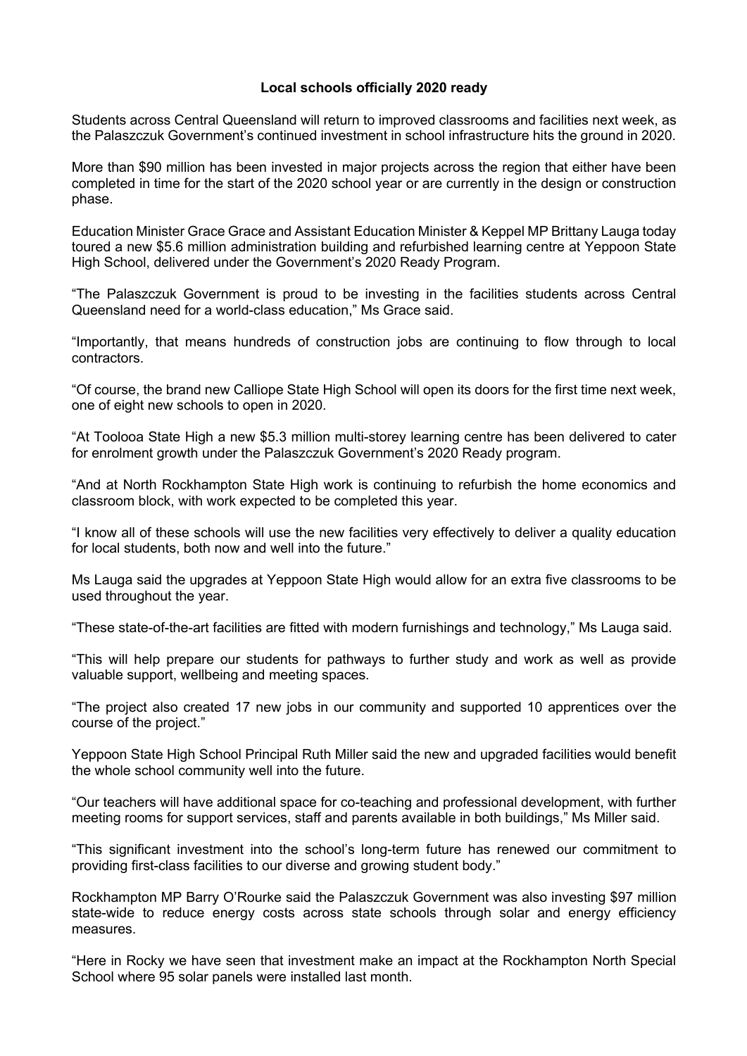# Local schools officially 2020 ready

Students across Central Queensland will return to improved classrooms and facilities next week, as the Palaszczuk Government's continued investment in school infrastructure hits the ground in 2020.

More than $90 million has been invested in major projects across the region that either have been completed in time for the start of the 2020 school year or are currently in the design or construction phase.

Education Minister Grace Grace and Assistant Education Minister & Keppel MP Brittany Lauga today toured a new $5.6 million administration building and refurbished learning centre at Yeppoon State High School, delivered under the Government's 2020 Ready Program.

"The Palaszczuk Government is proud to be investing in the facilities students across Central Queensland need for a world-class education," Ms Grace said.

"Importantly, that means hundreds of construction jobs are continuing to flow through to local contractors.

"Of course, the brand new Calliope State High School will open its doors for the first time next week, one of eight new schools to open in 2020.

"At Toolooa State High a new $5.3 million multi-storey learning centre has been delivered to cater for enrolment growth under the Palaszczuk Government's 2020 Ready program.

"And at North Rockhampton State High work is continuing to refurbish the home economics and classroom block, with work expected to be completed this year.

"I know all of these schools will use the new facilities very effectively to deliver a quality education for local students, both now and well into the future."

Ms Lauga said the upgrades at Yeppoon State High would allow for an extra five classrooms to be used throughout the year.

"These state-of-the-art facilities are fitted with modern furnishings and technology," Ms Lauga said.

"This will help prepare our students for pathways to further study and work as well as provide valuable support, wellbeing and meeting spaces.

"The project also created 17 new jobs in our community and supported 10 apprentices over the course of the project."

Yeppoon State High School Principal Ruth Miller said the new and upgraded facilities would benefit the whole school community well into the future.

"Our teachers will have additional space for co-teaching and professional development, with further meeting rooms for support services, staff and parents available in both buildings," Ms Miller said.

"This significant investment into the school's long-term future has renewed our commitment to providing first-class facilities to our diverse and growing student body."

Rockhampton MP Barry O'Rourke said the Palaszczuk Government was also investing $97 million state-wide to reduce energy costs across state schools through solar and energy efficiency measures.

"Here in Rocky we have seen that investment make an impact at the Rockhampton North Special School where 95 solar panels were installed last month.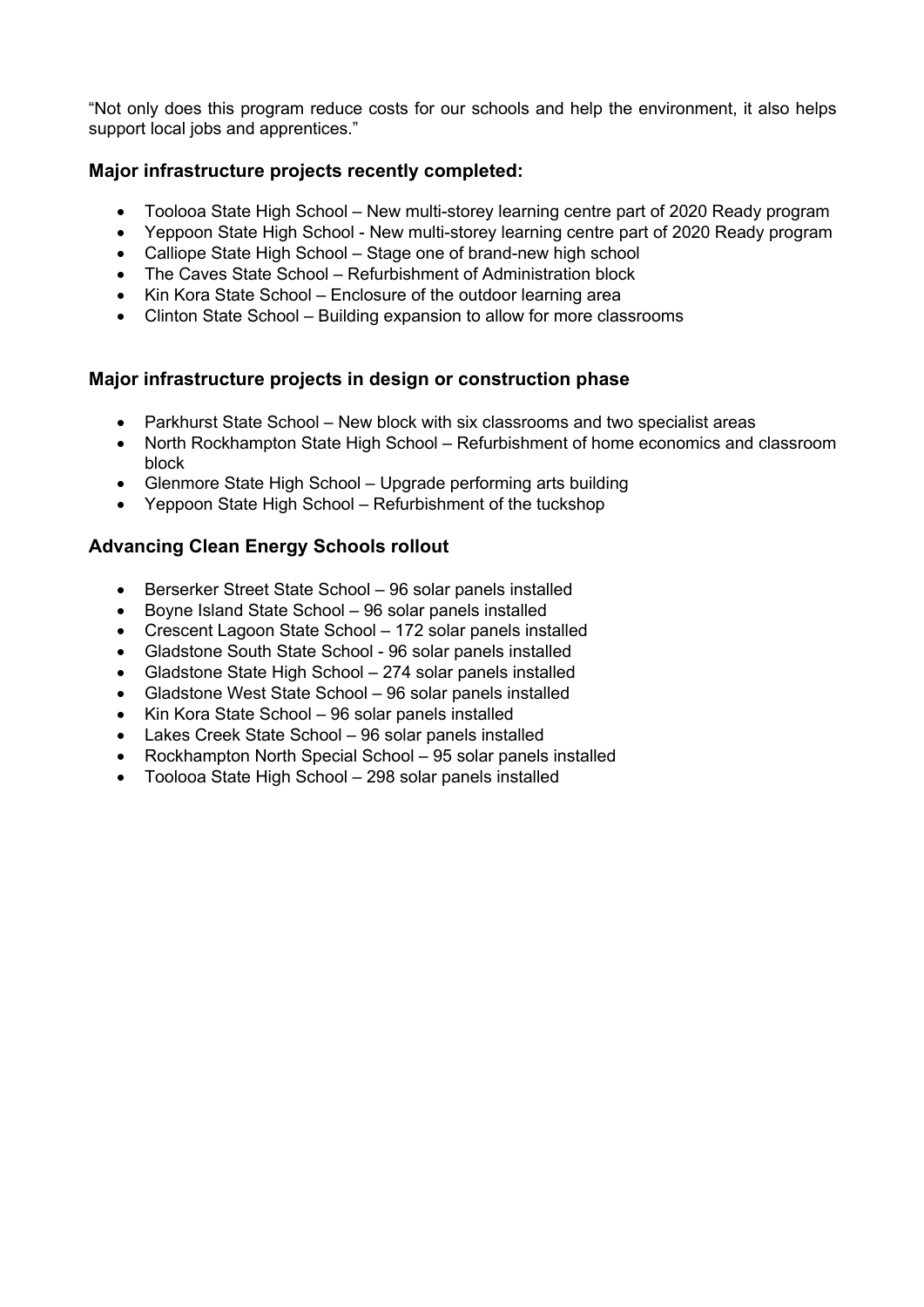"Not only does this program reduce costs for our schools and help the environment, it also helps support local jobs and apprentices."

## Major infrastructure projects recently completed:

- Toolooa State High School – New multi-storey learning centre part of 2020 Ready program
- Yeppoon State High School - New multi-storey learning centre part of 2020 Ready program
- Calliope State High School – Stage one of brand-new high school
- The Caves State School – Refurbishment of Administration block
- Kin Kora State School – Enclosure of the outdoor learning area
- Clinton State School – Building expansion to allow for more classrooms

## Major infrastructure projects in design or construction phase

- Parkhurst State School – New block with six classrooms and two specialist areas
- North Rockhampton State High School – Refurbishment of home economics and classroom block
- Glenmore State High School – Upgrade performing arts building
- Yeppoon State High School – Refurbishment of the tuckshop

## Advancing Clean Energy Schools rollout

- Berserker Street State School – 96 solar panels installed
- Boyne Island State School – 96 solar panels installed
- Crescent Lagoon State School – 172 solar panels installed
- Gladstone South State School - 96 solar panels installed
- Gladstone State High School – 274 solar panels installed
- Gladstone West State School – 96 solar panels installed
- Kin Kora State School – 96 solar panels installed
- Lakes Creek State School – 96 solar panels installed
- Rockhampton North Special School – 95 solar panels installed
- Toolooa State High School – 298 solar panels installed